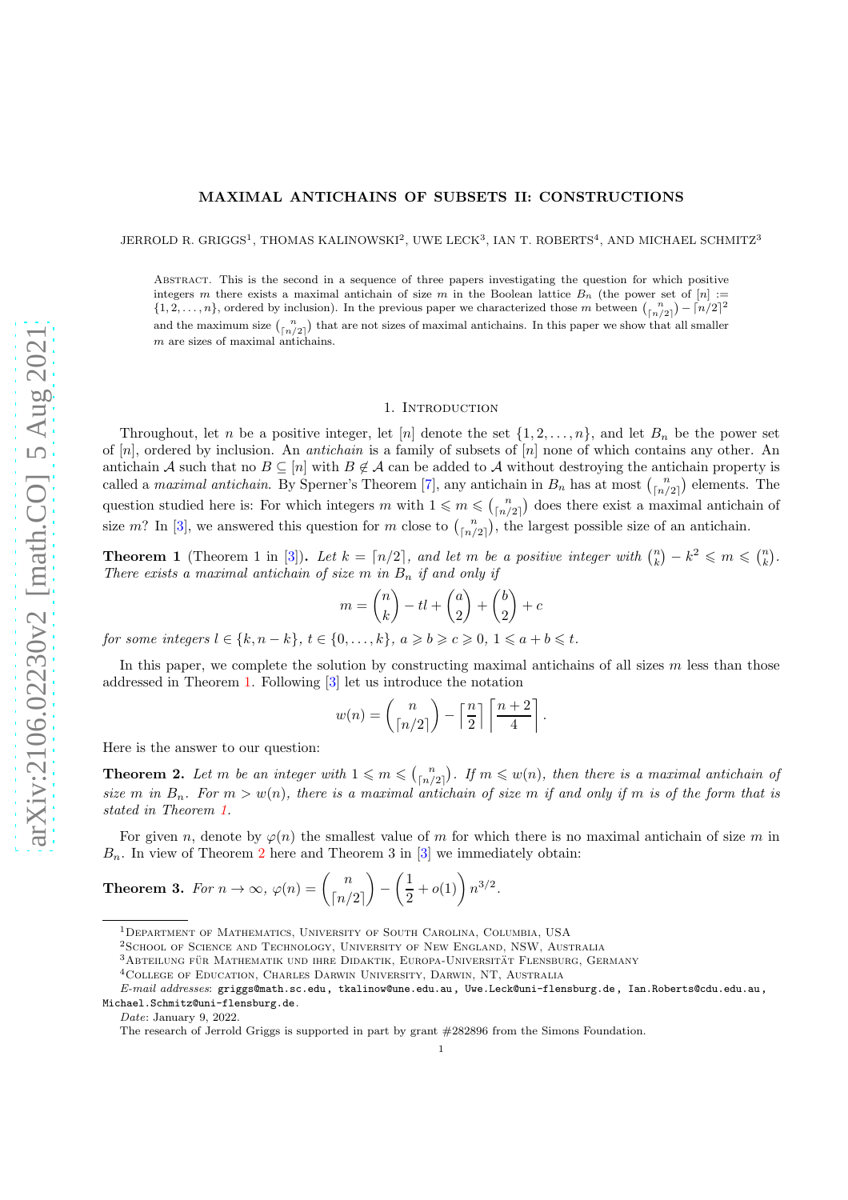# MAXIMAL ANTICHAINS OF SUBSETS II: CONSTRUCTIONS

JERROLD R. GRIGGS[1], THOMAS KALINOWSKI[2], UWE LECK[3], IAN T. ROBERTS[4], AND MICHAEL SCHMITZ[3]

Abstract. This is the second in a sequence of three papers investigating the question for which positive integers $m$ there exists a maximal antichain of size $m$ in the Boolean lattice $B_n$ (the power set of $[n] := \{1, 2, \dots, n\}$, ordered by inclusion). In the previous paper we characterized those $m$ between $\binom{n}{\lceil n/2\rceil} - \lceil n/2\rceil^2$ and the maximum size $\binom{n}{\lceil n/2\rceil}$ that are not sizes of maximal antichains. In this paper we show that all smaller $m$ are sizes of maximal antichains.

## 1. Introduction

Throughout, let $n$ be a positive integer, let $[n]$ denote the set $\{1, 2, \dots, n\}$, and let $B_n$ be the power set of $[n]$, ordered by inclusion. An *antichain* is a family of subsets of $[n]$ none of which contains any other. An antichain $\mathcal{A}$ such that no $B \subseteq [n]$ with $B \notin \mathcal{A}$ can be added to $\mathcal{A}$ without destroying the antichain property is called a *maximal antichain*. By Sperner's Theorem [7], any antichain in $B_n$ has at most $\binom{n}{\lceil n/2\rceil}$ elements. The question studied here is: For which integers $m$ with $1 \leqslant m \leqslant \binom{n}{\lceil n/2\rceil}$ does there exist a maximal antichain of size $m$? In [3], we answered this question for $m$ close to $\binom{n}{\lceil n/2\rceil}$, the largest possible size of an antichain.

**Theorem 1** (Theorem 1 in [3]). *Let $k = \lceil n/2\rceil$, and let $m$ be a positive integer with $\binom{n}{k} - k^2 \leqslant m \leqslant \binom{n}{k}$. There exists a maximal antichain of size $m$ in $B_n$ if and only if*

$$m = \binom{n}{k} - tl + \binom{a}{2} + \binom{b}{2} + c$$

*for some integers $l \in \{k, n-k\}$, $t \in \{0, \dots, k\}$, $a \geqslant b \geqslant c \geqslant 0$, $1 \leqslant a + b \leqslant t$.*

In this paper, we complete the solution by constructing maximal antichains of all sizes $m$ less than those addressed in Theorem 1. Following [3] let us introduce the notation

$$w(n) = \binom{n}{\lceil n/2\rceil} - \left\lceil \frac{n}{2} \right\rceil \left\lceil \frac{n+2}{4} \right\rceil.$$

Here is the answer to our question:

**Theorem 2.** *Let $m$ be an integer with $1 \leqslant m \leqslant \binom{n}{\lceil n/2\rceil}$. If $m \leqslant w(n)$, then there is a maximal antichain of size $m$ in $B_n$. For $m > w(n)$, there is a maximal antichain of size $m$ if and only if $m$ is of the form that is stated in Theorem 1.*

For given $n$, denote by $\varphi(n)$ the smallest value of $m$ for which there is no maximal antichain of size $m$ in $B_n$. In view of Theorem 2 here and Theorem 3 in [3] we immediately obtain:

**Theorem 3.** *For $n \to \infty$, $\varphi(n) = \binom{n}{\lceil n/2\rceil} - \left(\frac{1}{2} + o(1)\right) n^{3/2}$.*

---

[1]Department of Mathematics, University of South Carolina, Columbia, USA

[2]School of Science and Technology, University of New England, NSW, Australia

[3]Abteilung für Mathematik und ihre Didaktik, Europa-Universität Flensburg, Germany

[4]College of Education, Charles Darwin University, Darwin, NT, Australia

*E-mail addresses*: griggs@math.sc.edu, tkalinow@une.edu.au, Uwe.Leck@uni-flensburg.de, Ian.Roberts@cdu.edu.au, Michael.Schmitz@uni-flensburg.de.

*Date*: January 9, 2022.

The research of Jerrold Griggs is supported in part by grant #282896 from the Simons Foundation.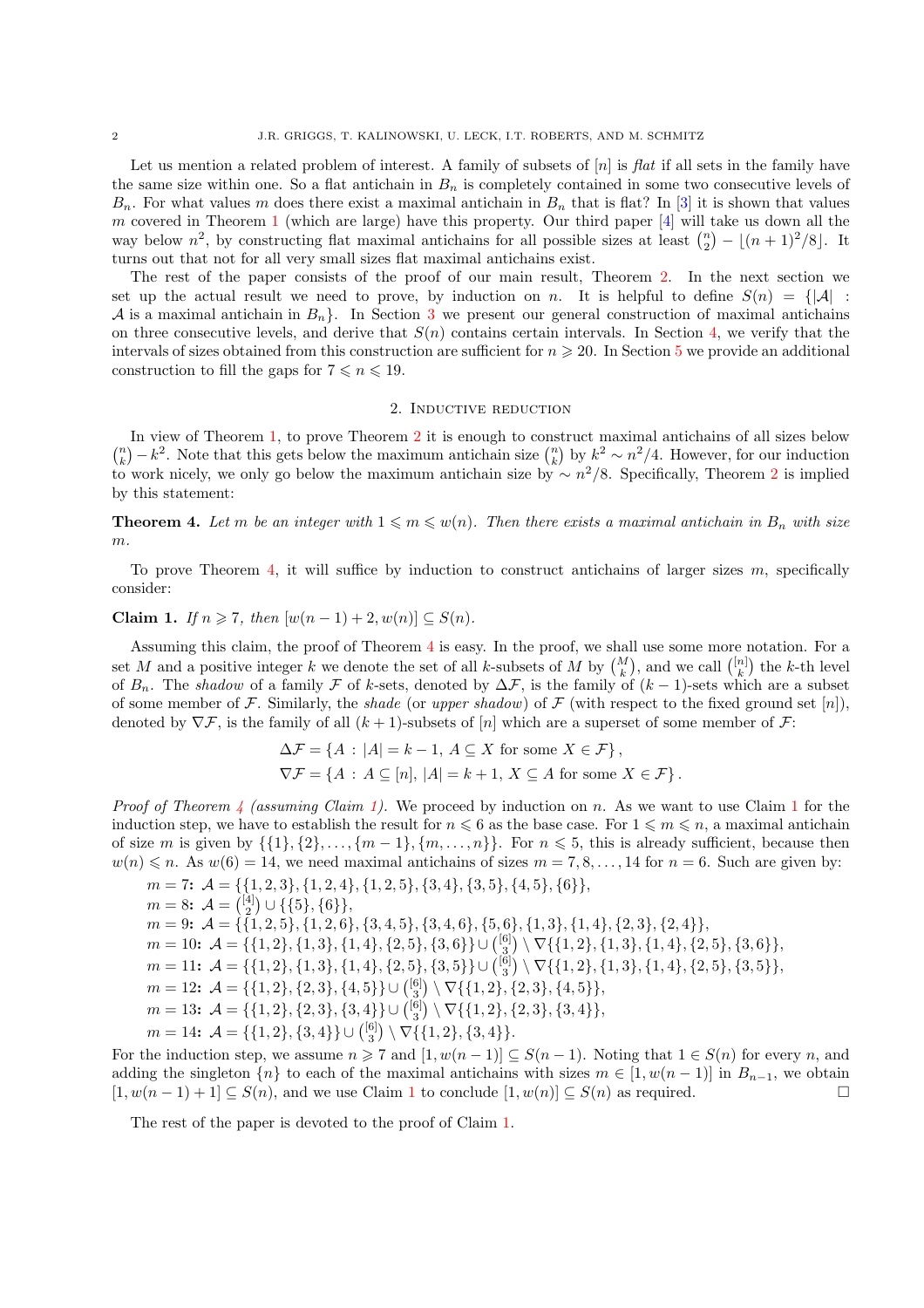Let us mention a related problem of interest. A family of subsets of $[n]$ is *flat* if all sets in the family have the same size within one. So a flat antichain in $B_n$ is completely contained in some two consecutive levels of $B_n$. For what values $m$ does there exist a maximal antichain in $B_n$ that is flat? In [3] it is shown that values $m$ covered in Theorem 1 (which are large) have this property. Our third paper [4] will take us down all the way below $n^2$, by constructing flat maximal antichains for all possible sizes at least $\binom{n}{2} - \lfloor (n+1)^2/8 \rfloor$. It turns out that not for all very small sizes flat maximal antichains exist.

The rest of the paper consists of the proof of our main result, Theorem 2. In the next section we set up the actual result we need to prove, by induction on $n$. It is helpful to define $S(n) = \{|\mathcal{A}| : \mathcal{A}$ is a maximal antichain in $B_n\}$. In Section 3 we present our general construction of maximal antichains on three consecutive levels, and derive that $S(n)$ contains certain intervals. In Section 4, we verify that the intervals of sizes obtained from this construction are sufficient for $n \geqslant 20$. In Section 5 we provide an additional construction to fill the gaps for $7 \leqslant n \leqslant 19$.

## 2. Inductive reduction

In view of Theorem 1, to prove Theorem 2 it is enough to construct maximal antichains of all sizes below $\binom{n}{k} - k^2$. Note that this gets below the maximum antichain size $\binom{n}{k}$ by $k^2 \sim n^2/4$. However, for our induction to work nicely, we only go below the maximum antichain size by $\sim n^2/8$. Specifically, Theorem 2 is implied by this statement:

**Theorem 4.** *Let $m$ be an integer with $1 \leqslant m \leqslant w(n)$. Then there exists a maximal antichain in $B_n$ with size $m$.*

To prove Theorem 4, it will suffice by induction to construct antichains of larger sizes $m$, specifically consider:

**Claim 1.** *If $n \geqslant 7$, then $[w(n-1)+2, w(n)] \subseteq S(n)$.*

Assuming this claim, the proof of Theorem 4 is easy. In the proof, we shall use some more notation. For a set $M$ and a positive integer $k$ we denote the set of all $k$-subsets of $M$ by $\binom{M}{k}$, and we call $\binom{[n]}{k}$ the $k$-th level of $B_n$. The *shadow* of a family $\mathcal{F}$ of $k$-sets, denoted by $\Delta\mathcal{F}$, is the family of $(k-1)$-sets which are a subset of some member of $\mathcal{F}$. Similarly, the *shade* (or *upper shadow*) of $\mathcal{F}$ (with respect to the fixed ground set $[n]$), denoted by $\nabla\mathcal{F}$, is the family of all $(k+1)$-subsets of $[n]$ which are a superset of some member of $\mathcal{F}$:

$$\Delta\mathcal{F} = \{A : |A| = k-1,\ A \subseteq X \text{ for some } X \in \mathcal{F}\},$$
$$\nabla\mathcal{F} = \{A : A \subseteq [n],\ |A| = k+1,\ X \subseteq A \text{ for some } X \in \mathcal{F}\}.$$

*Proof of Theorem 4 (assuming Claim 1).* We proceed by induction on $n$. As we want to use Claim 1 for the induction step, we have to establish the result for $n \leqslant 6$ as the base case. For $1 \leqslant m \leqslant n$, a maximal antichain of size $m$ is given by $\{\{1\},\{2\},\dots,\{m-1\},\{m,\dots,n\}\}$. For $n \leqslant 5$, this is already sufficient, because then $w(n) \leqslant n$. As $w(6) = 14$, we need maximal antichains of sizes $m = 7, 8, \dots, 14$ for $n = 6$. Such are given by:

- $m = 7$: $\mathcal{A} = \{\{1,2,3\},\{1,2,4\},\{1,2,5\},\{3,4\},\{3,5\},\{4,5\},\{6\}\}$,
- $m = 8$: $\mathcal{A} = \binom{[4]}{2} \cup \{\{5\},\{6\}\}$,
- $m = 9$: $\mathcal{A} = \{\{1,2,5\},\{1,2,6\},\{3,4,5\},\{3,4,6\},\{5,6\},\{1,3\},\{1,4\},\{2,3\},\{2,4\}\}$,
- $m = 10$: $\mathcal{A} = \{\{1,2\},\{1,3\},\{1,4\},\{2,5\},\{3,6\}\} \cup \binom{[6]}{3} \setminus \nabla\{\{1,2\},\{1,3\},\{1,4\},\{2,5\},\{3,6\}\}$,
- $m = 11$: $\mathcal{A} = \{\{1,2\},\{1,3\},\{1,4\},\{2,5\},\{3,5\}\} \cup \binom{[6]}{3} \setminus \nabla\{\{1,2\},\{1,3\},\{1,4\},\{2,5\},\{3,5\}\}$,
- $m = 12$: $\mathcal{A} = \{\{1,2\},\{2,3\},\{4,5\}\} \cup \binom{[6]}{3} \setminus \nabla\{\{1,2\},\{2,3\},\{4,5\}\}$,
- $m = 13$: $\mathcal{A} = \{\{1,2\},\{2,3\},\{3,4\}\} \cup \binom{[6]}{3} \setminus \nabla\{\{1,2\},\{2,3\},\{3,4\}\}$,
- $m = 14$: $\mathcal{A} = \{\{1,2\},\{3,4\}\} \cup \binom{[6]}{3} \setminus \nabla\{\{1,2\},\{3,4\}\}$.

For the induction step, we assume $n \geqslant 7$ and $[1, w(n-1)] \subseteq S(n-1)$. Noting that $1 \in S(n)$ for every $n$, and adding the singleton $\{n\}$ to each of the maximal antichains with sizes $m \in [1, w(n-1)]$ in $B_{n-1}$, we obtain $[1, w(n-1)+1] \subseteq S(n)$, and we use Claim 1 to conclude $[1, w(n)] \subseteq S(n)$ as required. □

The rest of the paper is devoted to the proof of Claim 1.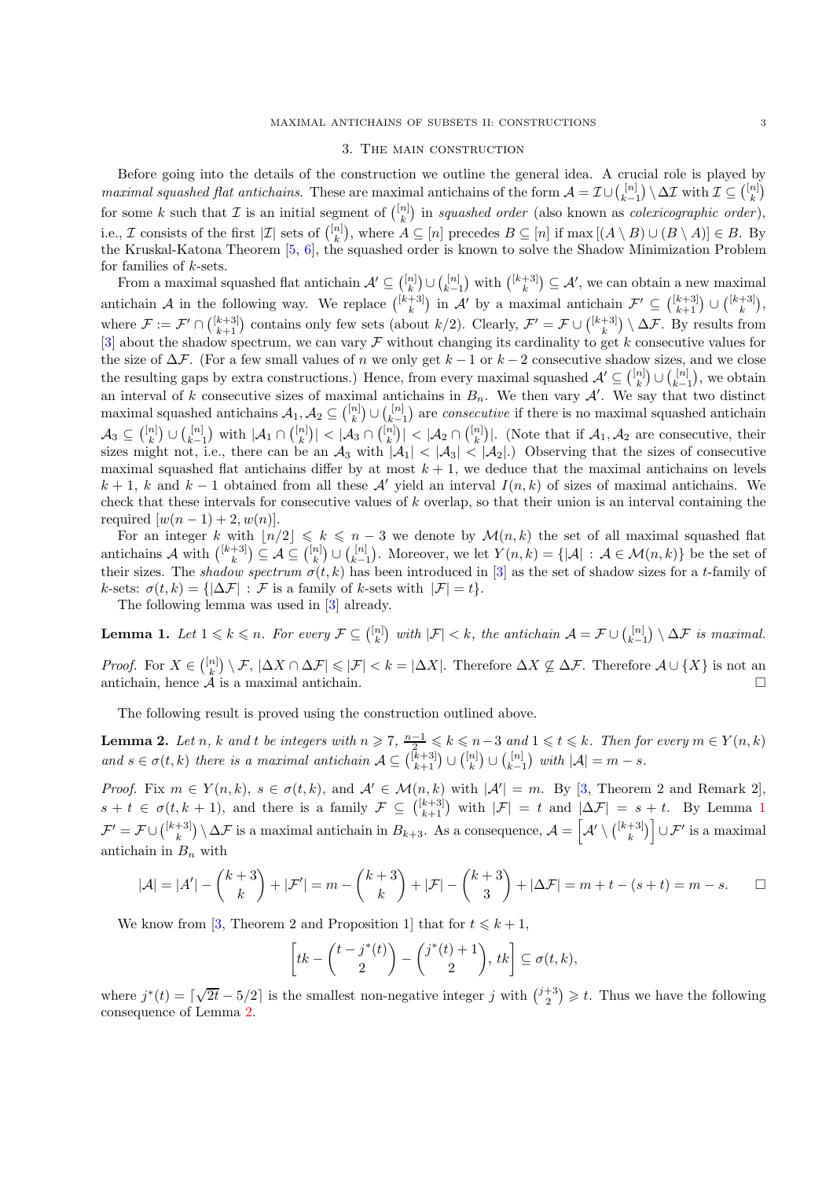## 3. The main construction

Before going into the details of the construction we outline the general idea. A crucial role is played by *maximal squashed flat antichains*. These are maximal antichains of the form $\mathcal{A} = \mathcal{I} \cup \binom{[n]}{k-1} \setminus \Delta\mathcal{I}$ with $\mathcal{I} \subseteq \binom{[n]}{k}$ for some $k$ such that $\mathcal{I}$ is an initial segment of $\binom{[n]}{k}$ in *squashed order* (also known as *colexicographic order*), i.e., $\mathcal{I}$ consists of the first $|\mathcal{I}|$ sets of $\binom{[n]}{k}$, where $A \subseteq [n]$ precedes $B \subseteq [n]$ if $\max[(A \setminus B) \cup (B \setminus A)] \in B$. By the Kruskal-Katona Theorem [5, 6], the squashed order is known to solve the Shadow Minimization Problem for families of $k$-sets.

From a maximal squashed flat antichain $\mathcal{A}' \subseteq \binom{[n]}{k} \cup \binom{[n]}{k-1}$ with $\binom{[k+3]}{k} \subseteq \mathcal{A}'$, we can obtain a new maximal antichain $\mathcal{A}$ in the following way. We replace $\binom{[k+3]}{k}$ in $\mathcal{A}'$ by a maximal antichain $\mathcal{F}' \subseteq \binom{[k+3]}{k+1} \cup \binom{[k+3]}{k}$, where $\mathcal{F} := \mathcal{F}' \cap \binom{[k+3]}{k+1}$ contains only few sets (about $k/2$). Clearly, $\mathcal{F}' = \mathcal{F} \cup \binom{[k+3]}{k} \setminus \Delta\mathcal{F}$. By results from [3] about the shadow spectrum, we can vary $\mathcal{F}$ without changing its cardinality to get $k$ consecutive values for the size of $\Delta\mathcal{F}$. (For a few small values of $n$ we only get $k-1$ or $k-2$ consecutive shadow sizes, and we close the resulting gaps by extra constructions.) Hence, from every maximal squashed $\mathcal{A}' \subseteq \binom{[n]}{k} \cup \binom{[n]}{k-1}$, we obtain an interval of $k$ consecutive sizes of maximal antichains in $B_n$. We then vary $\mathcal{A}'$. We say that two distinct maximal squashed antichains $\mathcal{A}_1, \mathcal{A}_2 \subseteq \binom{[n]}{k} \cup \binom{[n]}{k-1}$ are *consecutive* if there is no maximal squashed antichain $\mathcal{A}_3 \subseteq \binom{[n]}{k} \cup \binom{[n]}{k-1}$ with $|\mathcal{A}_1 \cap \binom{[n]}{k}| < |\mathcal{A}_3 \cap \binom{[n]}{k}| < |\mathcal{A}_2 \cap \binom{[n]}{k}|$. (Note that if $\mathcal{A}_1, \mathcal{A}_2$ are consecutive, their sizes might not, i.e., there can be an $\mathcal{A}_3$ with $|\mathcal{A}_1| < |\mathcal{A}_3| < |\mathcal{A}_2|$.) Observing that the sizes of consecutive maximal squashed flat antichains differ by at most $k+1$, we deduce that the maximal antichains on levels $k+1$, $k$ and $k-1$ obtained from all these $\mathcal{A}'$ yield an interval $I(n,k)$ of sizes of maximal antichains. We check that these intervals for consecutive values of $k$ overlap, so that their union is an interval containing the required $[w(n-1)+2, w(n)]$.

For an integer $k$ with $\lfloor n/2 \rfloor \leqslant k \leqslant n-3$ we denote by $\mathcal{M}(n,k)$ the set of all maximal squashed flat antichains $\mathcal{A}$ with $\binom{[k+3]}{k} \subseteq \mathcal{A} \subseteq \binom{[n]}{k} \cup \binom{[n]}{k-1}$. Moreover, we let $Y(n,k) = \{|\mathcal{A}| : \mathcal{A} \in \mathcal{M}(n,k)\}$ be the set of their sizes. The *shadow spectrum* $\sigma(t,k)$ has been introduced in [3] as the set of shadow sizes for a $t$-family of $k$-sets: $\sigma(t,k) = \{|\Delta\mathcal{F}| : \mathcal{F}$ is a family of $k$-sets with $|\mathcal{F}| = t\}$.

The following lemma was used in [3] already.

**Lemma 1.** *Let $1 \leqslant k \leqslant n$. For every $\mathcal{F} \subseteq \binom{[n]}{k}$ with $|\mathcal{F}| < k$, the antichain $\mathcal{A} = \mathcal{F} \cup \binom{[n]}{k-1} \setminus \Delta\mathcal{F}$ is maximal.*

*Proof.* For $X \in \binom{[n]}{k} \setminus \mathcal{F}$, $|\Delta X \cap \Delta\mathcal{F}| \leqslant |\mathcal{F}| < k = |\Delta X|$. Therefore $\Delta X \not\subseteq \Delta\mathcal{F}$. Therefore $\mathcal{A} \cup \{X\}$ is not an antichain, hence $\mathcal{A}$ is a maximal antichain. □

The following result is proved using the construction outlined above.

**Lemma 2.** *Let $n$, $k$ and $t$ be integers with $n \geqslant 7$, $\frac{n-1}{2} \leqslant k \leqslant n-3$ and $1 \leqslant t \leqslant k$. Then for every $m \in Y(n,k)$ and $s \in \sigma(t,k)$ there is a maximal antichain $\mathcal{A} \subseteq \binom{[k+3]}{k+1} \cup \binom{[n]}{k} \cup \binom{[n]}{k-1}$ with $|\mathcal{A}| = m - s$.*

*Proof.* Fix $m \in Y(n,k)$, $s \in \sigma(t,k)$, and $\mathcal{A}' \in \mathcal{M}(n,k)$ with $|\mathcal{A}'| = m$. By [3, Theorem 2 and Remark 2], $s + t \in \sigma(t, k+1)$, and there is a family $\mathcal{F} \subseteq \binom{[k+3]}{k+1}$ with $|\mathcal{F}| = t$ and $|\Delta\mathcal{F}| = s + t$. By Lemma 1 $\mathcal{F}' = \mathcal{F} \cup \binom{[k+3]}{k} \setminus \Delta\mathcal{F}$ is a maximal antichain in $B_{k+3}$. As a consequence, $\mathcal{A} = \left[\mathcal{A}' \setminus \binom{[k+3]}{k}\right] \cup \mathcal{F}'$ is a maximal antichain in $B_n$ with

$$|\mathcal{A}| = |\mathcal{A}'| - \binom{k+3}{k} + |\mathcal{F}'| = m - \binom{k+3}{k} + |\mathcal{F}| - \binom{k+3}{3} + |\Delta\mathcal{F}| = m + t - (s+t) = m - s. \qquad \square$$

We know from [3, Theorem 2 and Proposition 1] that for $t \leqslant k+1$,

$$\left[tk - \binom{t - j^*(t)}{2} - \binom{j^*(t)+1}{2}, tk\right] \subseteq \sigma(t,k),$$

where $j^*(t) = \lceil \sqrt{2t} - 5/2 \rceil$ is the smallest non-negative integer $j$ with $\binom{j+3}{2} \geqslant t$. Thus we have the following consequence of Lemma 2.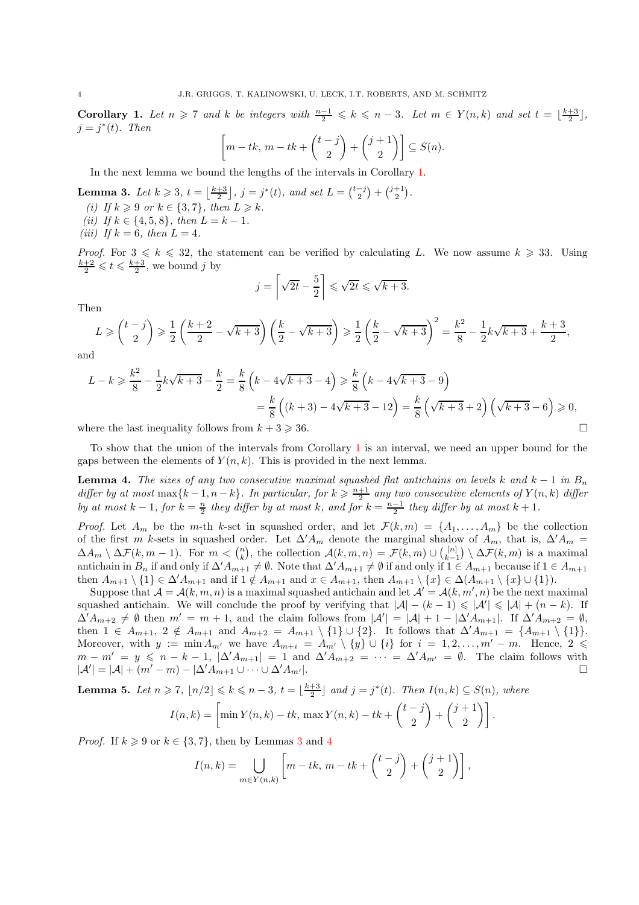**Corollary 1.** *Let $n \geqslant 7$ and $k$ be integers with $\frac{n-1}{2} \leqslant k \leqslant n-3$. Let $m \in Y(n,k)$ and set $t = \lfloor \frac{k+3}{2} \rfloor$, $j = j^*(t)$. Then*

$$\left[ m - tk,\, m - tk + \binom{t-j}{2} + \binom{j+1}{2} \right] \subseteq S(n).$$

In the next lemma we bound the lengths of the intervals in Corollary 1.

**Lemma 3.** *Let $k \geqslant 3$, $t = \lfloor \frac{k+3}{2} \rfloor$, $j = j^*(t)$, and set $L = \binom{t-j}{2} + \binom{j+1}{2}$.*

*(i) If $k \geqslant 9$ or $k \in \{3, 7\}$, then $L \geqslant k$.*

*(ii) If $k \in \{4, 5, 8\}$, then $L = k - 1$.*

*(iii) If $k = 6$, then $L = 4$.*

*Proof.* For $3 \leqslant k \leqslant 32$, the statement can be verified by calculating $L$. We now assume $k \geqslant 33$. Using $\frac{k+2}{2} \leqslant t \leqslant \frac{k+3}{2}$, we bound $j$ by

$$j = \left\lceil \sqrt{2t} - \frac{5}{2} \right\rceil \leqslant \sqrt{2t} \leqslant \sqrt{k+3}.$$

Then

$$L \geqslant \binom{t-j}{2} \geqslant \frac{1}{2}\left(\frac{k+2}{2} - \sqrt{k+3}\right)\left(\frac{k}{2} - \sqrt{k+3}\right) \geqslant \frac{1}{2}\left(\frac{k}{2} - \sqrt{k+3}\right)^2 = \frac{k^2}{8} - \frac{1}{2}k\sqrt{k+3} + \frac{k+3}{2},$$

and

$$L - k \geqslant \frac{k^2}{8} - \frac{1}{2}k\sqrt{k+3} - \frac{k}{2} = \frac{k}{8}\left(k - 4\sqrt{k+3} - 4\right) \geqslant \frac{k}{8}\left(k - 4\sqrt{k+3} - 9\right)$$

$$= \frac{k}{8}\left((k+3) - 4\sqrt{k+3} - 12\right) = \frac{k}{8}\left(\sqrt{k+3} + 2\right)\left(\sqrt{k+3} - 6\right) \geqslant 0,$$

where the last inequality follows from $k + 3 \geqslant 36$. $\square$

To show that the union of the intervals from Corollary 1 is an interval, we need an upper bound for the gaps between the elements of $Y(n,k)$. This is provided in the next lemma.

**Lemma 4.** *The sizes of any two consecutive maximal squashed flat antichains on levels $k$ and $k-1$ in $B_n$ differ by at most $\max\{k-1, n-k\}$. In particular, for $k \geqslant \frac{n+1}{2}$ any two consecutive elements of $Y(n,k)$ differ by at most $k-1$, for $k = \frac{n}{2}$ they differ by at most $k$, and for $k = \frac{n-1}{2}$ they differ by at most $k+1$.*

*Proof.* Let $A_m$ be the $m$-th $k$-set in squashed order, and let $\mathcal{F}(k,m) = \{A_1, \dots, A_m\}$ be the collection of the first $m$ $k$-sets in squashed order. Let $\Delta' A_m$ denote the marginal shadow of $A_m$, that is, $\Delta' A_m = \Delta A_m \setminus \Delta\mathcal{F}(k, m-1)$. For $m < \binom{n}{k}$, the collection $\mathcal{A}(k,m,n) = \mathcal{F}(k,m) \cup \binom{[n]}{k-1} \setminus \Delta\mathcal{F}(k,m)$ is a maximal antichain in $B_n$ if and only if $\Delta' A_{m+1} \neq \emptyset$. Note that $\Delta' A_{m+1} \neq \emptyset$ if and only if $1 \in A_{m+1}$ because if $1 \in A_{m+1}$ then $A_{m+1} \setminus \{1\} \in \Delta' A_{m+1}$ and if $1 \notin A_{m+1}$ and $x \in A_{m+1}$, then $A_{m+1} \setminus \{x\} \in \Delta(A_{m+1} \setminus \{x\} \cup \{1\})$.

Suppose that $\mathcal{A} = \mathcal{A}(k,m,n)$ is a maximal squashed antichain and let $\mathcal{A}' = \mathcal{A}(k,m',n)$ be the next maximal squashed antichain. We will conclude the proof by verifying that $|\mathcal{A}| - (k-1) \leqslant |\mathcal{A}'| \leqslant |\mathcal{A}| + (n-k)$. If $\Delta' A_{m+2} \neq \emptyset$ then $m' = m+1$, and the claim follows from $|\mathcal{A}'| = |\mathcal{A}| + 1 - |\Delta' A_{m+1}|$. If $\Delta' A_{m+2} = \emptyset$, then $1 \in A_{m+1}$, $2 \notin A_{m+1}$ and $A_{m+2} = A_{m+1} \setminus \{1\} \cup \{2\}$. It follows that $\Delta' A_{m+1} = \{A_{m+1} \setminus \{1\}\}$. Moreover, with $y := \min A_{m'}$ we have $A_{m+i} = A_{m'} \setminus \{y\} \cup \{i\}$ for $i = 1, 2, \dots, m'-m$. Hence, $2 \leqslant m - m' = y \leqslant n - k - 1$, $|\Delta' A_{m+1}| = 1$ and $\Delta' A_{m+2} = \cdots = \Delta' A_{m'} = \emptyset$. The claim follows with $|\mathcal{A}'| = |\mathcal{A}| + (m' - m) - |\Delta' A_{m+1} \cup \cdots \Delta' A_{m'}|$. $\square$

**Lemma 5.** *Let $n \geqslant 7$, $\lfloor n/2 \rfloor \leqslant k \leqslant n-3$, $t = \lfloor \frac{k+3}{2} \rfloor$ and $j = j^*(t)$. Then $I(n,k) \subseteq S(n)$, where*

$$I(n,k) = \left[ \min Y(n,k) - tk,\, \max Y(n,k) - tk + \binom{t-j}{2} + \binom{j+1}{2} \right].$$

*Proof.* If $k \geqslant 9$ or $k \in \{3, 7\}$, then by Lemmas 3 and 4

$$I(n,k) = \bigcup_{m \in Y(n,k)} \left[ m - tk,\, m - tk + \binom{t-j}{2} + \binom{j+1}{2} \right],$$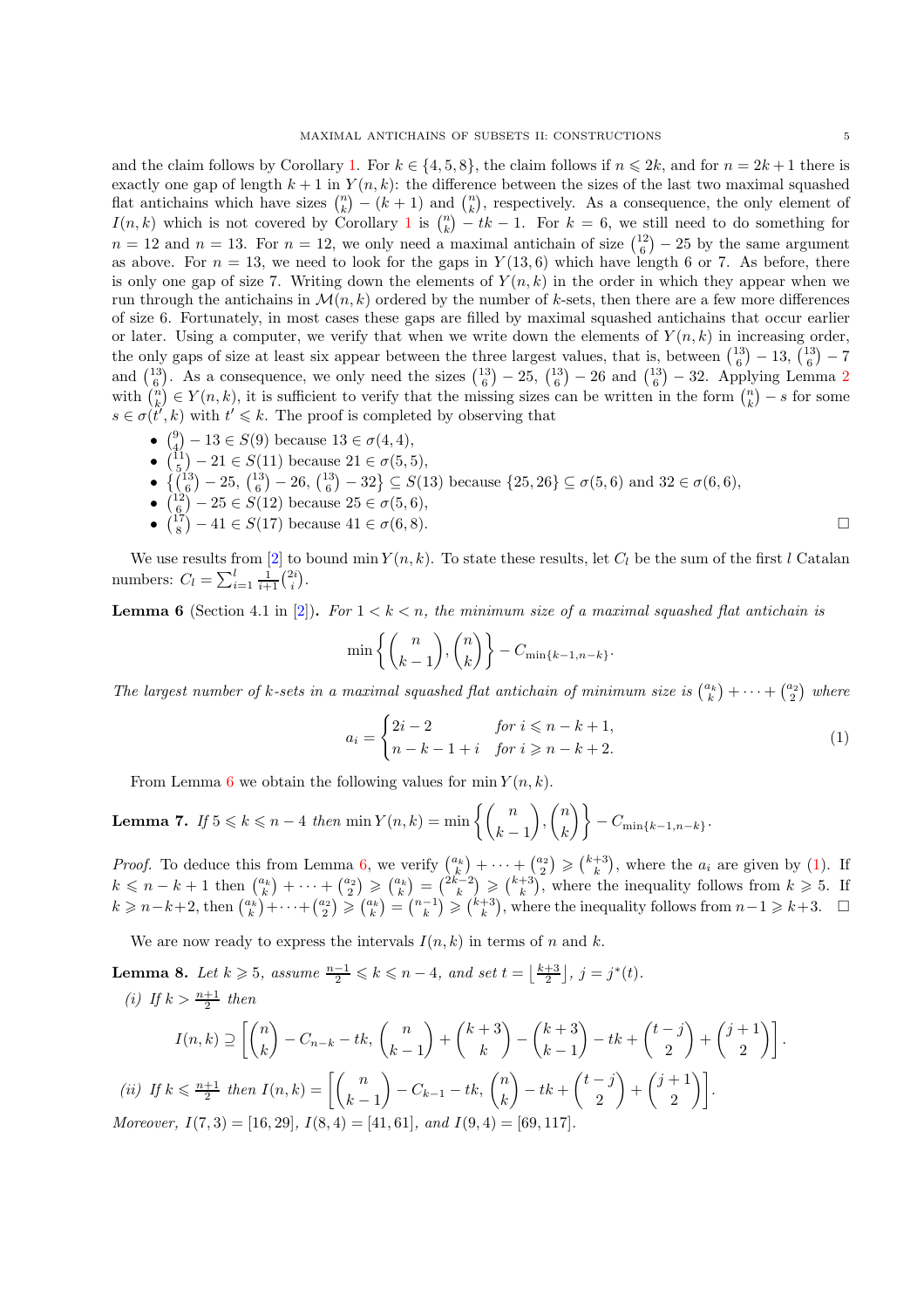and the claim follows by Corollary 1. For $k \in \{4,5,8\}$, the claim follows if $n \leqslant 2k$, and for $n = 2k+1$ there is exactly one gap of length $k+1$ in $Y(n,k)$: the difference between the sizes of the last two maximal squashed flat antichains which have sizes $\binom{n}{k} - (k+1)$ and $\binom{n}{k}$, respectively. As a consequence, the only element of $I(n,k)$ which is not covered by Corollary 1 is $\binom{n}{k} - tk - 1$. For $k = 6$, we still need to do something for $n = 12$ and $n = 13$. For $n = 12$, we only need a maximal antichain of size $\binom{12}{6} - 25$ by the same argument as above. For $n = 13$, we need to look for the gaps in $Y(13,6)$ which have length 6 or 7. As before, there is only one gap of size 7. Writing down the elements of $Y(n,k)$ in the order in which they appear when we run through the antichains in $\mathcal{M}(n,k)$ ordered by the number of $k$-sets, then there are a few more differences of size 6. Fortunately, in most cases these gaps are filled by maximal squashed antichains that occur earlier or later. Using a computer, we verify that when we write down the elements of $Y(n,k)$ in increasing order, the only gaps of size at least six appear between the three largest values, that is, between $\binom{13}{6} - 13$, $\binom{13}{6} - 7$ and $\binom{13}{6}$. As a consequence, we only need the sizes $\binom{13}{6} - 25$, $\binom{13}{6} - 26$ and $\binom{13}{6} - 32$. Applying Lemma 2 with $\binom{n}{k} \in Y(n,k)$, it is sufficient to verify that the missing sizes can be written in the form $\binom{n}{k} - s$ for some $s \in \sigma(t', k)$ with $t' \leqslant k$. The proof is completed by observing that

- $\binom{9}{4} - 13 \in S(9)$ because $13 \in \sigma(4,4)$,
- $\binom{11}{5} - 21 \in S(11)$ because $21 \in \sigma(5,5)$,
- $\left\{\binom{13}{6} - 25, \binom{13}{6} - 26, \binom{13}{6} - 32\right\} \subseteq S(13)$ because $\{25, 26\} \subseteq \sigma(5,6)$ and $32 \in \sigma(6,6)$,
- $\binom{12}{6} - 25 \in S(12)$ because $25 \in \sigma(5,6)$,
- $\binom{17}{8} - 41 \in S(17)$ because $41 \in \sigma(6,8)$. $\square$

We use results from [2] to bound $\min Y(n,k)$. To state these results, let $C_l$ be the sum of the first $l$ Catalan numbers: $C_l = \sum_{i=1}^{l} \frac{1}{i+1}\binom{2i}{i}$.

**Lemma 6** (Section 4.1 in [2]). *For $1 < k < n$, the minimum size of a maximal squashed flat antichain is*

$$\min\left\{\binom{n}{k-1}, \binom{n}{k}\right\} - C_{\min\{k-1, n-k\}}.$$

*The largest number of $k$-sets in a maximal squashed flat antichain of minimum size is $\binom{a_k}{k} + \cdots + \binom{a_2}{2}$ where*

$$a_i = \begin{cases} 2i - 2 & \text{for } i \leqslant n-k+1, \\ n-k-1+i & \text{for } i \geqslant n-k+2. \end{cases} \tag{1}$$

From Lemma 6 we obtain the following values for $\min Y(n,k)$.

**Lemma 7.** *If $5 \leqslant k \leqslant n-4$ then $\min Y(n,k) = \min\left\{\binom{n}{k-1}, \binom{n}{k}\right\} - C_{\min\{k-1,n-k\}}$.*

*Proof.* To deduce this from Lemma 6, we verify $\binom{a_k}{k} + \cdots + \binom{a_2}{2} \geqslant \binom{k+3}{k}$, where the $a_i$ are given by (1). If $k \leqslant n-k+1$ then $\binom{a_k}{k} + \cdots + \binom{a_2}{2} \geqslant \binom{a_k}{k} = \binom{2k-2}{k} \geqslant \binom{k+3}{k}$, where the inequality follows from $k \geqslant 5$. If $k \geqslant n-k+2$, then $\binom{a_k}{k} + \cdots + \binom{a_2}{2} \geqslant \binom{a_k}{k} = \binom{n-1}{k} \geqslant \binom{k+3}{k}$, where the inequality follows from $n-1 \geqslant k+3$. $\square$

We are now ready to express the intervals $I(n,k)$ in terms of $n$ and $k$.

**Lemma 8.** *Let $k \geqslant 5$, assume $\frac{n-1}{2} \leqslant k \leqslant n-4$, and set $t = \left\lfloor \frac{k+3}{2} \right\rfloor$, $j = j^*(t)$.*

*(i) If $k > \frac{n+1}{2}$ then*

$$I(n,k) \supseteq \left[\binom{n}{k} - C_{n-k} - tk,\ \binom{n}{k-1} + \binom{k+3}{k} - \binom{k+3}{k-1} - tk + \binom{t-j}{2} + \binom{j+1}{2}\right].$$

*(ii) If $k \leqslant \frac{n+1}{2}$ then $I(n,k) = \left[\binom{n}{k-1} - C_{k-1} - tk,\ \binom{n}{k} - tk + \binom{t-j}{2} + \binom{j+1}{2}\right]$.*

*Moreover, $I(7,3) = [16, 29]$, $I(8,4) = [41, 61]$, and $I(9,4) = [69, 117]$.*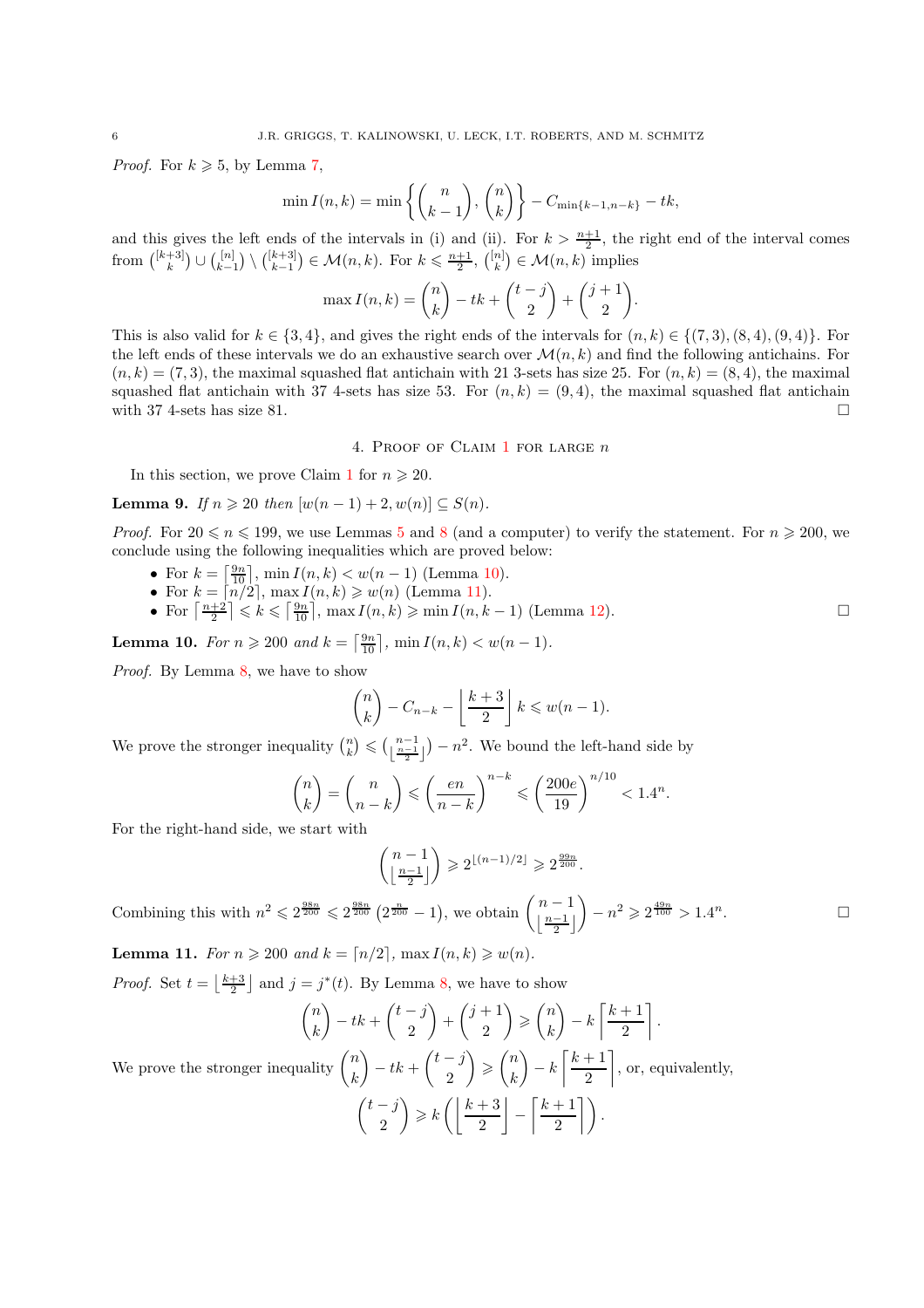*Proof.* For $k \geqslant 5$, by Lemma 7,

$$\min I(n,k) = \min\left\{\binom{n}{k-1}, \binom{n}{k}\right\} - C_{\min\{k-1,n-k\}} - tk,$$

and this gives the left ends of the intervals in (i) and (ii). For $k > \frac{n+1}{2}$, the right end of the interval comes from $\binom{[k+3]}{k} \cup \binom{[n]}{k-1} \setminus \binom{[k+3]}{k-1} \in \mathcal{M}(n,k)$. For $k \leqslant \frac{n+1}{2}$, $\binom{[n]}{k} \in \mathcal{M}(n,k)$ implies

$$\max I(n,k) = \binom{n}{k} - tk + \binom{t-j}{2} + \binom{j+1}{2}.$$

This is also valid for $k \in \{3,4\}$, and gives the right ends of the intervals for $(n,k) \in \{(7,3),(8,4),(9,4)\}$. For the left ends of these intervals we do an exhaustive search over $\mathcal{M}(n,k)$ and find the following antichains. For $(n,k) = (7,3)$, the maximal squashed flat antichain with 21 3-sets has size 25. For $(n,k) = (8,4)$, the maximal squashed flat antichain with 37 4-sets has size 53. For $(n,k) = (9,4)$, the maximal squashed flat antichain with 37 4-sets has size 81. $\square$

## 4. Proof of Claim 1 for large $n$

In this section, we prove Claim 1 for $n \geqslant 20$.

**Lemma 9.** *If $n \geqslant 20$ then $[w(n-1)+2, w(n)] \subseteq S(n)$.*

*Proof.* For $20 \leqslant n \leqslant 199$, we use Lemmas 5 and 8 (and a computer) to verify the statement. For $n \geqslant 200$, we conclude using the following inequalities which are proved below:

- For $k = \left\lceil \frac{9n}{10} \right\rceil$, $\min I(n,k) < w(n-1)$ (Lemma 10).
- For $k = \lceil n/2 \rceil$, $\max I(n,k) \geqslant w(n)$ (Lemma 11).
- For $\left\lceil \frac{n+2}{2} \right\rceil \leqslant k \leqslant \left\lceil \frac{9n}{10} \right\rceil$, $\max I(n,k) \geqslant \min I(n,k-1)$ (Lemma 12). $\square$

**Lemma 10.** *For $n \geqslant 200$ and $k = \left\lceil \frac{9n}{10} \right\rceil$, $\min I(n,k) < w(n-1)$.*

*Proof.* By Lemma 8, we have to show

$$\binom{n}{k} - C_{n-k} - \left\lfloor \frac{k+3}{2} \right\rfloor k \leqslant w(n-1).$$

We prove the stronger inequality $\binom{n}{k} \leqslant \binom{n-1}{\lfloor \frac{n-1}{2} \rfloor} - n^2$. We bound the left-hand side by

$$\binom{n}{k} = \binom{n}{n-k} \leqslant \left(\frac{en}{n-k}\right)^{n-k} \leqslant \left(\frac{200e}{19}\right)^{n/10} < 1.4^n.$$

For the right-hand side, we start with

$$\binom{n-1}{\lfloor \frac{n-1}{2} \rfloor} \geqslant 2^{\lfloor (n-1)/2 \rfloor} \geqslant 2^{\frac{99n}{200}}.$$

Combining this with $n^2 \leqslant 2^{\frac{98n}{200}} \leqslant 2^{\frac{98n}{200}}\left(2^{\frac{n}{200}}-1\right)$, we obtain $\displaystyle\binom{n-1}{\lfloor \frac{n-1}{2} \rfloor} - n^2 \geqslant 2^{\frac{49n}{100}} > 1.4^n$. $\square$

**Lemma 11.** *For $n \geqslant 200$ and $k = \lceil n/2 \rceil$, $\max I(n,k) \geqslant w(n)$.*

*Proof.* Set $t = \left\lfloor \frac{k+3}{2} \right\rfloor$ and $j = j^*(t)$. By Lemma 8, we have to show

$$\binom{n}{k} - tk + \binom{t-j}{2} + \binom{j+1}{2} \geqslant \binom{n}{k} - k\left\lceil \frac{k+1}{2} \right\rceil.$$

We prove the stronger inequality $\displaystyle\binom{n}{k} - tk + \binom{t-j}{2} \geqslant \binom{n}{k} - k\left\lceil \frac{k+1}{2} \right\rceil$, or, equivalently,

$$\binom{t-j}{2} \geqslant k\left(\left\lfloor \frac{k+3}{2} \right\rfloor - \left\lceil \frac{k+1}{2} \right\rceil\right).$$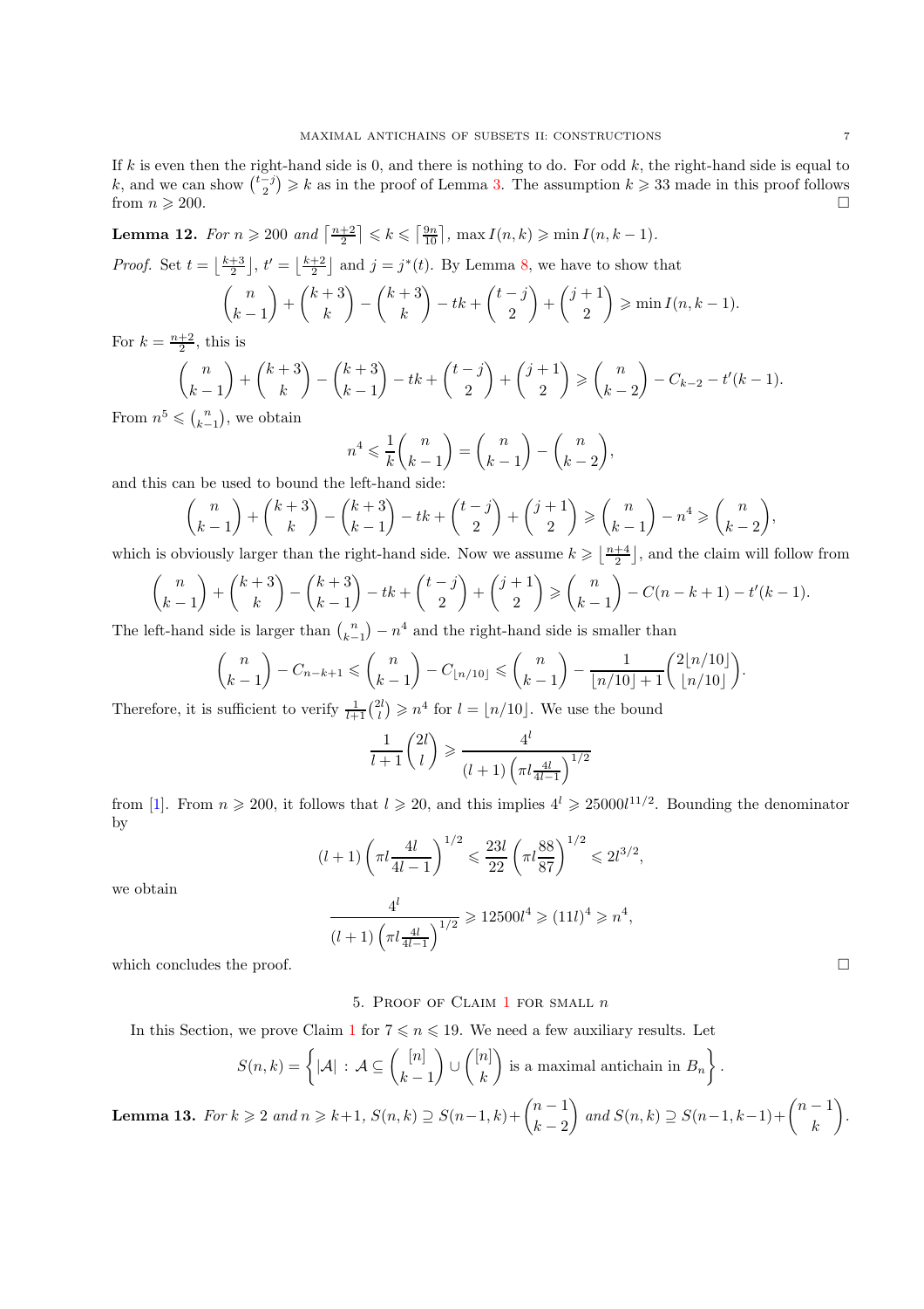If $k$ is even then the right-hand side is 0, and there is nothing to do. For odd $k$, the right-hand side is equal to $k$, and we can show $\binom{t-j}{2} \geqslant k$ as in the proof of Lemma 3. The assumption $k \geqslant 33$ made in this proof follows from $n \geqslant 200$. $\square$

**Lemma 12.** *For $n \geqslant 200$ and $\left\lceil \frac{n+2}{2} \right\rceil \leqslant k \leqslant \left\lceil \frac{9n}{10} \right\rceil$, $\max I(n,k) \geqslant \min I(n,k-1)$.*

*Proof.* Set $t = \left\lfloor \frac{k+3}{2} \right\rfloor$, $t' = \left\lfloor \frac{k+2}{2} \right\rfloor$ and $j = j^*(t)$. By Lemma 8, we have to show that

$$\binom{n}{k-1} + \binom{k+3}{k} - \binom{k+3}{k} - tk + \binom{t-j}{2} + \binom{j+1}{2} \geqslant \min I(n,k-1).$$

For $k = \frac{n+2}{2}$, this is

$$\binom{n}{k-1} + \binom{k+3}{k} - \binom{k+3}{k-1} - tk + \binom{t-j}{2} + \binom{j+1}{2} \geqslant \binom{n}{k-2} - C_{k-2} - t'(k-1).$$

From $n^5 \leqslant \binom{n}{k-1}$, we obtain

$$n^4 \leqslant \frac{1}{k}\binom{n}{k-1} = \binom{n}{k-1} - \binom{n}{k-2},$$

and this can be used to bound the left-hand side:

$$\binom{n}{k-1} + \binom{k+3}{k} - \binom{k+3}{k-1} - tk + \binom{t-j}{2} + \binom{j+1}{2} \geqslant \binom{n}{k-1} - n^4 \geqslant \binom{n}{k-2},$$

which is obviously larger than the right-hand side. Now we assume $k \geqslant \left\lfloor \frac{n+4}{2} \right\rfloor$, and the claim will follow from

$$\binom{n}{k-1} + \binom{k+3}{k} - \binom{k+3}{k-1} - tk + \binom{t-j}{2} + \binom{j+1}{2} \geqslant \binom{n}{k-1} - C(n-k+1) - t'(k-1).$$

The left-hand side is larger than $\binom{n}{k-1} - n^4$ and the right-hand side is smaller than

$$\binom{n}{k-1} - C_{n-k+1} \leqslant \binom{n}{k-1} - C_{\lfloor n/10 \rfloor} \leqslant \binom{n}{k-1} - \frac{1}{\lfloor n/10 \rfloor + 1}\binom{2\lfloor n/10 \rfloor}{\lfloor n/10 \rfloor}.$$

Therefore, it is sufficient to verify $\frac{1}{l+1}\binom{2l}{l} \geqslant n^4$ for $l = \lfloor n/10 \rfloor$. We use the bound

$$\frac{1}{l+1}\binom{2l}{l} \geqslant \frac{4^l}{(l+1)\left(\pi l \frac{4l}{4l-1}\right)^{1/2}}$$

from [1]. From $n \geqslant 200$, it follows that $l \geqslant 20$, and this implies $4^l \geqslant 25000 l^{11/2}$. Bounding the denominator by

$$(l+1)\left(\pi l \frac{4l}{4l-1}\right)^{1/2} \leqslant \frac{23l}{22}\left(\pi l \frac{88}{87}\right)^{1/2} \leqslant 2l^{3/2},$$

we obtain

$$\frac{4^l}{(l+1)\left(\pi l \frac{4l}{4l-1}\right)^{1/2}} \geqslant 12500 l^4 \geqslant (11l)^4 \geqslant n^4,$$

which concludes the proof. $\square$

## 5. Proof of Claim 1 for small $n$

In this Section, we prove Claim 1 for $7 \leqslant n \leqslant 19$. We need a few auxiliary results. Let

$$S(n,k) = \left\{ |\mathcal{A}| \, : \, \mathcal{A} \subseteq \binom{[n]}{k-1} \cup \binom{[n]}{k} \text{ is a maximal antichain in } B_n \right\}.$$

**Lemma 13.** *For $k \geqslant 2$ and $n \geqslant k+1$, $S(n,k) \supseteq S(n-1,k) + \binom{n-1}{k-2}$ and $S(n,k) \supseteq S(n-1,k-1) + \binom{n-1}{k}$.*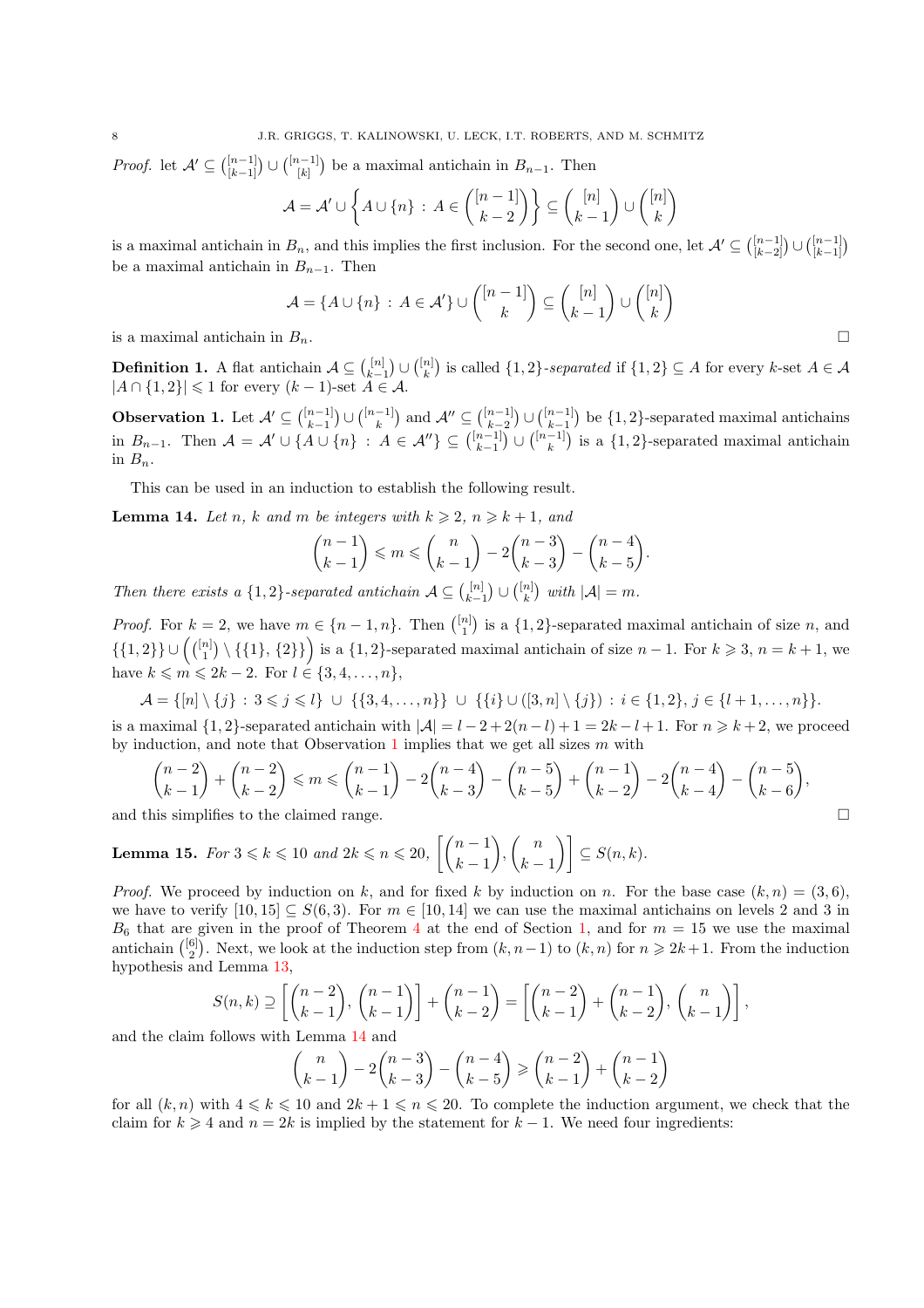*Proof.* let $\mathcal{A}' \subseteq \binom{[n-1]}{[k-1]} \cup \binom{[n-1]}{[k]}$ be a maximal antichain in $B_{n-1}$. Then

$$\mathcal{A} = \mathcal{A}' \cup \left\{ A \cup \{n\} \,:\, A \in \binom{[n-1]}{k-2} \right\} \subseteq \binom{[n]}{k-1} \cup \binom{[n]}{k}$$

is a maximal antichain in $B_n$, and this implies the first inclusion. For the second one, let $\mathcal{A}' \subseteq \binom{[n-1]}{[k-2]} \cup \binom{[n-1]}{[k-1]}$ be a maximal antichain in $B_{n-1}$. Then

$$\mathcal{A} = \{A \cup \{n\} \,:\, A \in \mathcal{A}'\} \cup \binom{[n-1]}{k} \subseteq \binom{[n]}{k-1} \cup \binom{[n]}{k}$$

is a maximal antichain in $B_n$. $\square$

**Definition 1.** A flat antichain $\mathcal{A} \subseteq \binom{[n]}{k-1} \cup \binom{[n]}{k}$ is called $\{1,2\}$*-separated* if $\{1,2\} \subseteq A$ for every $k$-set $A \in \mathcal{A}$ $|A \cap \{1,2\}| \leqslant 1$ for every $(k-1)$-set $A \in \mathcal{A}$.

**Observation 1.** Let $\mathcal{A}' \subseteq \binom{[n-1]}{k-1} \cup \binom{[n-1]}{k}$ and $\mathcal{A}'' \subseteq \binom{[n-1]}{k-2} \cup \binom{[n-1]}{k-1}$ be $\{1,2\}$-separated maximal antichains in $B_{n-1}$. Then $\mathcal{A} = \mathcal{A}' \cup \{A \cup \{n\} \,:\, A \in \mathcal{A}''\} \subseteq \binom{[n-1]}{k-1} \cup \binom{[n-1]}{k}$ is a $\{1,2\}$-separated maximal antichain in $B_n$.

This can be used in an induction to establish the following result.

**Lemma 14.** *Let $n$, $k$ and $m$ be integers with $k \geqslant 2$, $n \geqslant k+1$, and*

$$\binom{n-1}{k-1} \leqslant m \leqslant \binom{n}{k-1} - 2\binom{n-3}{k-3} - \binom{n-4}{k-5}.$$

*Then there exists a $\{1,2\}$-separated antichain $\mathcal{A} \subseteq \binom{[n]}{k-1} \cup \binom{[n]}{k}$ with $|\mathcal{A}| = m$.*

*Proof.* For $k=2$, we have $m \in \{n-1, n\}$. Then $\binom{[n]}{1}$ is a $\{1,2\}$-separated maximal antichain of size $n$, and $\{\{1,2\}\} \cup \left(\binom{[n]}{1} \setminus \{\{1\},\{2\}\}\right)$ is a $\{1,2\}$-separated maximal antichain of size $n-1$. For $k \geqslant 3$, $n = k+1$, we have $k \leqslant m \leqslant 2k-2$. For $l \in \{3,4,\dots,n\}$,

$$\mathcal{A} = \{[n] \setminus \{j\} \,:\, 3 \leqslant j \leqslant l\} \;\cup\; \{\{3,\dots,n\}\} \;\cup\; \{\{i\} \cup ([3,n] \setminus \{j\}) \,:\, i \in \{1,2\},\, j \in \{l+1,\dots,n\}\}.$$

is a maximal $\{1,2\}$-separated antichain with $|\mathcal{A}| = l-2+2(n-l)+1 = 2k-l+1$. For $n \geqslant k+2$, we proceed by induction, and note that Observation 1 implies that we get all sizes $m$ with

$$\binom{n-2}{k-1} + \binom{n-2}{k-2} \leqslant m \leqslant \binom{n-1}{k-1} - 2\binom{n-4}{k-3} - \binom{n-5}{k-5} + \binom{n-1}{k-2} - 2\binom{n-4}{k-4} - \binom{n-5}{k-6},$$

and this simplifies to the claimed range. $\square$

**Lemma 15.** *For $3 \leqslant k \leqslant 10$ and $2k \leqslant n \leqslant 20$, $\left[\binom{n-1}{k-1}, \binom{n}{k-1}\right] \subseteq S(n,k)$.*

*Proof.* We proceed by induction on $k$, and for fixed $k$ by induction on $n$. For the base case $(k,n) = (3,6)$, we have to verify $[10,15] \subseteq S(6,3)$. For $m \in [10,14]$ we can use the maximal antichains on levels 2 and 3 in $B_6$ that are given in the proof of Theorem 4 at the end of Section 1, and for $m = 15$ we use the maximal antichain $\binom{[6]}{2}$. Next, we look at the induction step from $(k,n-1)$ to $(k,n)$ for $n \geqslant 2k+1$. From the induction hypothesis and Lemma 13,

$$S(n,k) \supseteq \left[\binom{n-2}{k-1}, \binom{n-1}{k-1}\right] + \binom{n-1}{k-2} = \left[\binom{n-2}{k-1} + \binom{n-1}{k-2}, \binom{n}{k-1}\right],$$

and the claim follows with Lemma 14 and

$$\binom{n}{k-1} - 2\binom{n-3}{k-3} - \binom{n-4}{k-5} \geqslant \binom{n-2}{k-1} + \binom{n-1}{k-2}$$

for all $(k,n)$ with $4 \leqslant k \leqslant 10$ and $2k+1 \leqslant n \leqslant 20$. To complete the induction argument, we check that the claim for $k \geqslant 4$ and $n = 2k$ is implied by the statement for $k-1$. We need four ingredients: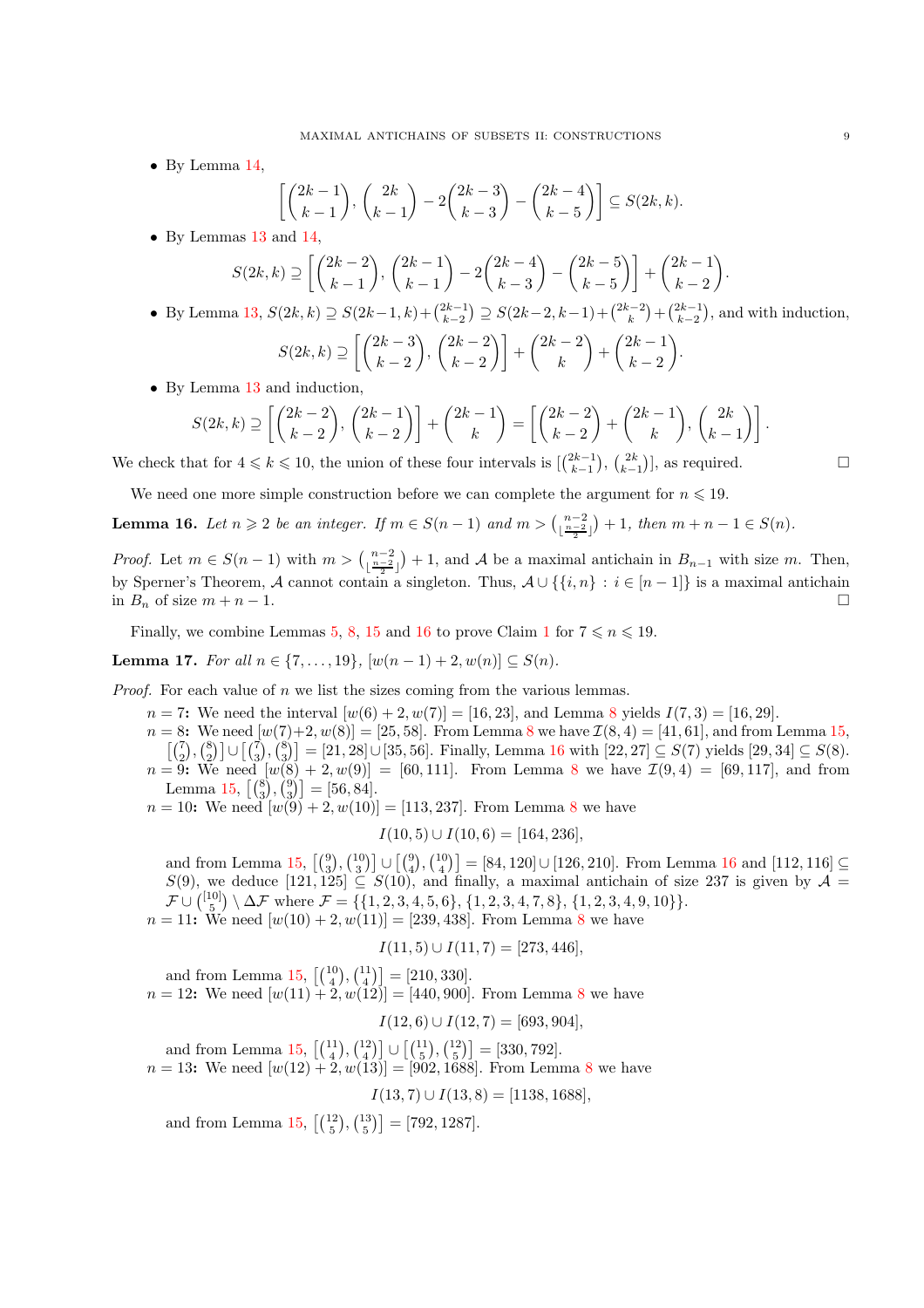- By Lemma 14,

$$\left[\binom{2k-1}{k-1},\, \binom{2k}{k-1} - 2\binom{2k-3}{k-3} - \binom{2k-4}{k-5}\right] \subseteq S(2k,k).$$

- By Lemmas 13 and 14,

$$S(2k,k) \supseteq \left[\binom{2k-2}{k-1},\, \binom{2k-1}{k-1} - 2\binom{2k-4}{k-3} - \binom{2k-5}{k-5}\right] + \binom{2k-1}{k-2}.$$

- By Lemma 13, $S(2k,k) \supseteq S(2k-1,k) + \binom{2k-1}{k-2} \supseteq S(2k-2,k-1) + \binom{2k-2}{k} + \binom{2k-1}{k-2}$, and with induction,

$$S(2k,k) \supseteq \left[\binom{2k-3}{k-2},\, \binom{2k-2}{k-2}\right] + \binom{2k-2}{k} + \binom{2k-1}{k-2}.$$

- By Lemma 13 and induction,

$$S(2k,k) \supseteq \left[\binom{2k-2}{k-2},\, \binom{2k-1}{k-2}\right] + \binom{2k-1}{k} = \left[\binom{2k-2}{k-2} + \binom{2k-1}{k},\, \binom{2k}{k-1}\right].$$

We check that for $4 \leqslant k \leqslant 10$, the union of these four intervals is $[\binom{2k-1}{k-1},\, \binom{2k}{k-1}]$, as required. $\square$

We need one more simple construction before we can complete the argument for $n \leqslant 19$.

**Lemma 16.** *Let $n \geqslant 2$ be an integer. If $m \in S(n-1)$ and $m > \binom{n-2}{\lfloor \frac{n-2}{2} \rfloor} + 1$, then $m + n - 1 \in S(n)$.*

*Proof.* Let $m \in S(n-1)$ with $m > \binom{n-2}{\lfloor \frac{n-2}{2} \rfloor} + 1$, and $\mathcal{A}$ be a maximal antichain in $B_{n-1}$ with size $m$. Then, by Sperner's Theorem, $\mathcal{A}$ cannot contain a singleton. Thus, $\mathcal{A} \cup \{\{i,n\} : i \in [n-1]\}$ is a maximal antichain in $B_n$ of size $m + n - 1$. $\square$

Finally, we combine Lemmas 5, 8, 15 and 16 to prove Claim 1 for $7 \leqslant n \leqslant 19$.

**Lemma 17.** *For all $n \in \{7, \ldots, 19\}$, $[w(n-1)+2, w(n)] \subseteq S(n)$.*

*Proof.* For each value of $n$ we list the sizes coming from the various lemmas.

**$n = 7$:** We need the interval $[w(6)+2, w(7)] = [16, 23]$, and Lemma 8 yields $I(7,3) = [16, 29]$.

**$n = 8$:** We need $[w(7)+2, w(8)] = [25, 58]$. From Lemma 8 we have $\mathcal{I}(8,4) = [41, 61]$, and from Lemma 15, $\left[\binom{7}{2}, \binom{8}{2}\right] \cup \left[\binom{7}{3}, \binom{8}{3}\right] = [21, 28] \cup [35, 56]$. Finally, Lemma 16 with $[22, 27] \subseteq S(7)$ yields $[29, 34] \subseteq S(8)$.

**$n = 9$:** We need $[w(8)+2, w(9)] = [60, 111]$. From Lemma 8 we have $\mathcal{I}(9,4) = [69, 117]$, and from Lemma 15, $\left[\binom{8}{3}, \binom{9}{3}\right] = [56, 84]$.

**$n = 10$:** We need $[w(9)+2, w(10)] = [113, 237]$. From Lemma 8 we have

$$I(10,5) \cup I(10,6) = [164, 236],$$

and from Lemma 15, $\left[\binom{9}{3}, \binom{10}{3}\right] \cup \left[\binom{9}{4}, \binom{10}{4}\right] = [84, 120] \cup [126, 210]$. From Lemma 16 and $[112, 116] \subseteq S(9)$, we deduce $[121, 125] \subseteq S(10)$, and finally, a maximal antichain of size 237 is given by $\mathcal{A} = \mathcal{F} \cup \binom{[10]}{5} \setminus \Delta\mathcal{F}$ where $\mathcal{F} = \{\{1,2,3,4,5,6\}, \{1,2,3,4,7,8\}, \{1,2,3,4,9,10\}\}$.

**$n = 11$:** We need $[w(10)+2, w(11)] = [239, 438]$. From Lemma 8 we have

$$I(11,5) \cup I(11,7) = [273, 446],$$

and from Lemma 15, $\left[\binom{10}{4}, \binom{11}{4}\right] = [210, 330]$.

**$n = 12$:** We need $[w(11)+2, w(12)] = [440, 900]$. From Lemma 8 we have

$$I(12,6) \cup I(12,7) = [693, 904],$$

and from Lemma 15, $\left[\binom{11}{4}, \binom{12}{4}\right] \cup \left[\binom{11}{5}, \binom{12}{5}\right] = [330, 792]$.

**$n = 13$:** We need $[w(12)+2, w(13)] = [902, 1688]$. From Lemma 8 we have

$$I(13,7) \cup I(13,8) = [1138, 1688],$$

and from Lemma 15, $\left[\binom{12}{5}, \binom{13}{5}\right] = [792, 1287]$.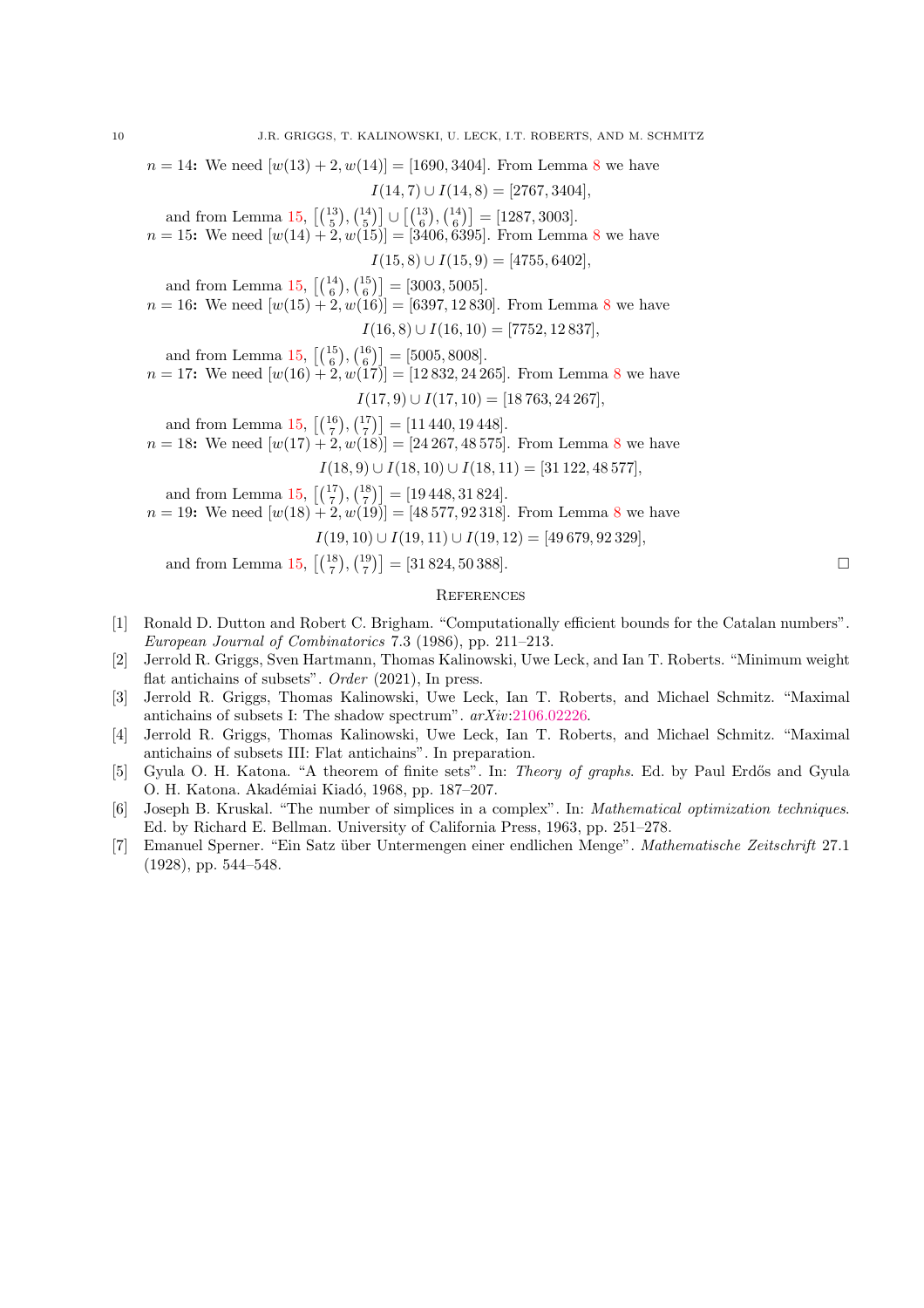$n = 14$: We need $[w(13)+2, w(14)] = [1690, 3404]$. From Lemma 8 we have

$$I(14,7) \cup I(14,8) = [2767, 3404],$$

and from Lemma 15, $\left[\binom{13}{5}, \binom{14}{5}\right] \cup \left[\binom{13}{6}, \binom{14}{6}\right] = [1287, 3003]$.

$n = 15$: We need $[w(14)+2, w(15)] = [3406, 6395]$. From Lemma 8 we have

$$I(15,8) \cup I(15,9) = [4755, 6402],$$

and from Lemma 15, $\left[\binom{14}{6}, \binom{15}{6}\right] = [3003, 5005]$.

$n = 16$: We need $[w(15)+2, w(16)] = [6397, 12\,830]$. From Lemma 8 we have

$$I(16,8) \cup I(16,10) = [7752, 12\,837],$$

and from Lemma 15, $\left[\binom{15}{6}, \binom{16}{6}\right] = [5005, 8008]$.

$n = 17$: We need $[w(16)+2, w(17)] = [12\,832, 24\,265]$. From Lemma 8 we have

$$I(17,9) \cup I(17,10) = [18\,763, 24\,267],$$

and from Lemma 15, $\left[\binom{16}{7}, \binom{17}{7}\right] = [11\,440, 19\,448]$.

$n = 18$: We need $[w(17)+2, w(18)] = [24\,267, 48\,575]$. From Lemma 8 we have

$$I(18,9) \cup I(18,10) \cup I(18,11) = [31\,122, 48\,577],$$

and from Lemma 15, $\left[\binom{17}{7}, \binom{18}{7}\right] = [19\,448, 31\,824]$.

$n = 19$: We need $[w(18)+2, w(19)] = [48\,577, 92\,318]$. From Lemma 8 we have

$$I(19,10) \cup I(19,11) \cup I(19,12) = [49\,679, 92\,329],$$

and from Lemma 15, $\left[\binom{18}{7}, \binom{19}{7}\right] = [31\,824, 50\,388]$. □

## References

[1] Ronald D. Dutton and Robert C. Brigham. "Computationally efficient bounds for the Catalan numbers". *European Journal of Combinatorics* 7.3 (1986), pp. 211–213.

[2] Jerrold R. Griggs, Sven Hartmann, Thomas Kalinowski, Uwe Leck, and Ian T. Roberts. "Minimum weight flat antichains of subsets". *Order* (2021), In press.

[3] Jerrold R. Griggs, Thomas Kalinowski, Uwe Leck, Ian T. Roberts, and Michael Schmitz. "Maximal antichains of subsets I: The shadow spectrum". *arXiv*:2106.02226.

[4] Jerrold R. Griggs, Thomas Kalinowski, Uwe Leck, Ian T. Roberts, and Michael Schmitz. "Maximal antichains of subsets III: Flat antichains". In preparation.

[5] Gyula O. H. Katona. "A theorem of finite sets". In: *Theory of graphs*. Ed. by Paul Erdős and Gyula O. H. Katona. Akadémiai Kiadó, 1968, pp. 187–207.

[6] Joseph B. Kruskal. "The number of simplices in a complex". In: *Mathematical optimization techniques*. Ed. by Richard E. Bellman. University of California Press, 1963, pp. 251–278.

[7] Emanuel Sperner. "Ein Satz über Untermengen einer endlichen Menge". *Mathematische Zeitschrift* 27.1 (1928), pp. 544–548.